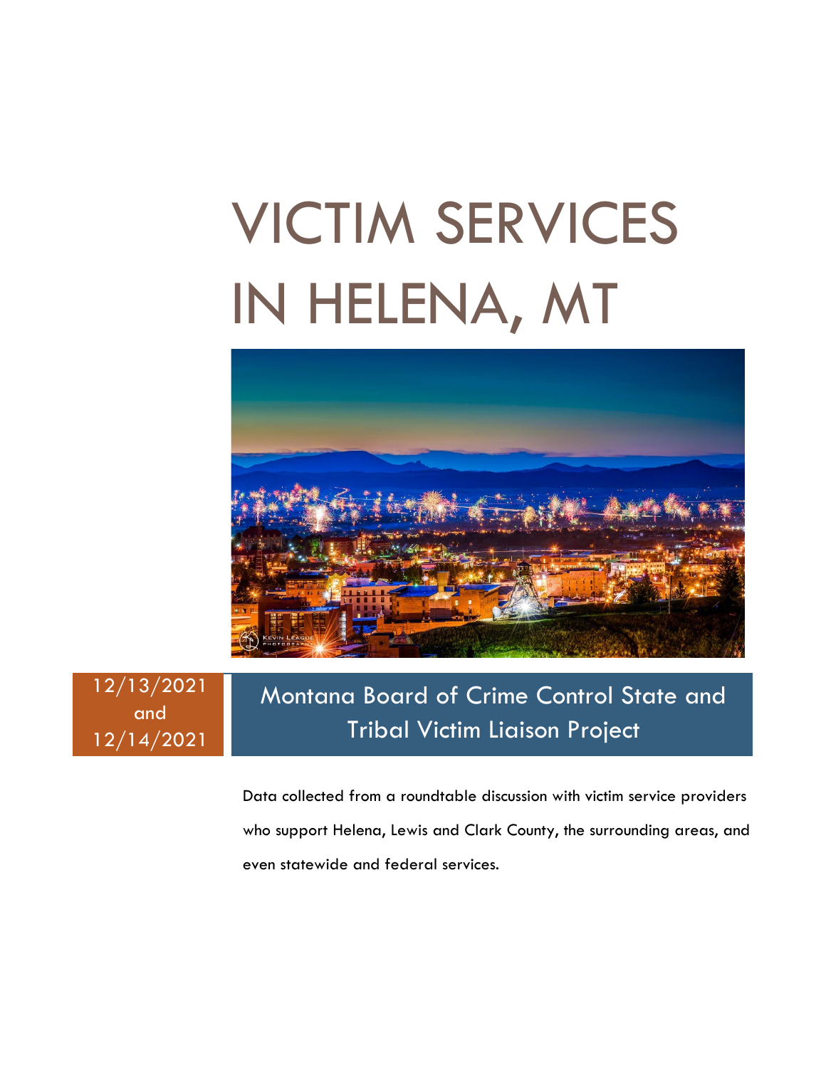# VICTIM SERVICES IN HELENA, MT

12/13/2021 and 12/14/2021

## Montana Board of Crime Control State and Tribal Victim Liaison Project

Data collected from a roundtable discussion with victim service providers who support Helena, Lewis and Clark County, the surrounding areas, and even statewide and federal services.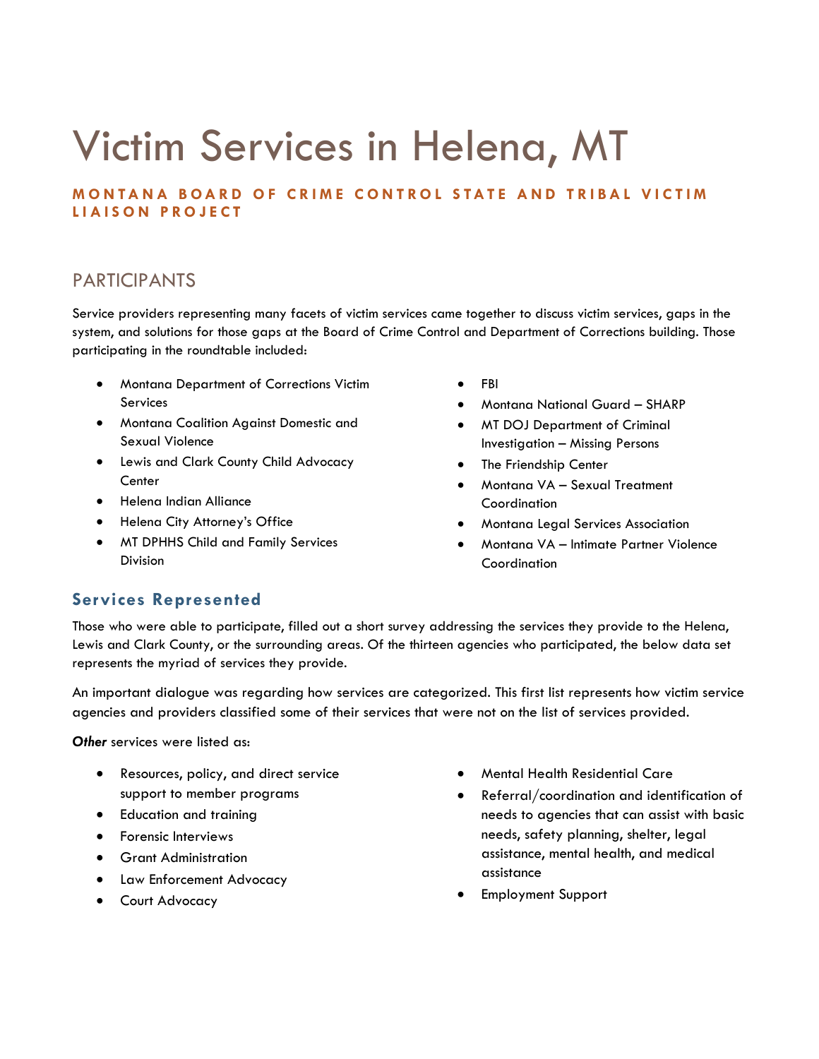# Victim Services in Helena, MT

**MONTANA BOARD OF CRIME CONTROL STATE AND TRIBAL VICTIM LIAISON PROJECT**

## PARTICIPANTS

Service providers representing many facets of victim services came together to discuss victim services, gaps in the system, and solutions for those gaps at the Board of Crime Control and Department of Corrections building. Those participating in the roundtable included:

- Montana Department of Corrections Victim Services
- Montana Coalition Against Domestic and Sexual Violence
- Lewis and Clark County Child Advocacy Center
- Helena Indian Alliance
- Helena City Attorney's Office
- MT DPHHS Child and Family Services Division
- FBI
- Montana National Guard – SHARP
- MT DOJ Department of Criminal Investigation – Missing Persons
- The Friendship Center
- Montana VA – Sexual Treatment Coordination
- Montana Legal Services Association
- Montana VA – Intimate Partner Violence Coordination

### Services Represented

Those who were able to participate, filled out a short survey addressing the services they provide to the Helena, Lewis and Clark County, or the surrounding areas. Of the thirteen agencies who participated, the below data set represents the myriad of services they provide.

An important dialogue was regarding how services are categorized. This first list represents how victim service agencies and providers classified some of their services that were not on the list of services provided.

***Other*** services were listed as:

- Resources, policy, and direct service support to member programs
- Education and training
- Forensic Interviews
- Grant Administration
- Law Enforcement Advocacy
- Court Advocacy
- Mental Health Residential Care
- Referral/coordination and identification of needs to agencies that can assist with basic needs, safety planning, shelter, legal assistance, mental health, and medical assistance
- Employment Support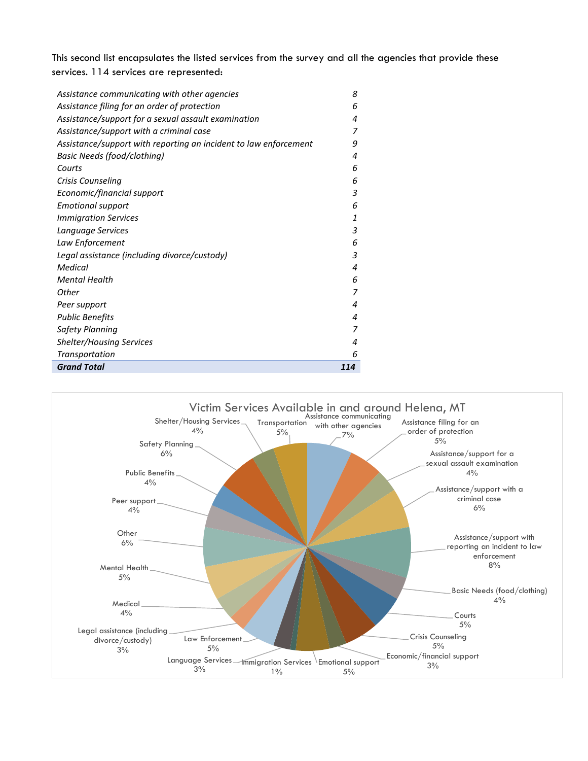This second list encapsulates the listed services from the survey and all the agencies that provide these services. 114 services are represented:

| | |
|---|---|
| *Assistance communicating with other agencies* | *8* |
| *Assistance filing for an order of protection* | *6* |
| *Assistance/support for a sexual assault examination* | *4* |
| *Assistance/support with a criminal case* | *7* |
| *Assistance/support with reporting an incident to law enforcement* | *9* |
| *Basic Needs (food/clothing)* | *4* |
| *Courts* | *6* |
| *Crisis Counseling* | *6* |
| *Economic/financial support* | *3* |
| *Emotional support* | *6* |
| *Immigration Services* | *1* |
| *Language Services* | *3* |
| *Law Enforcement* | *6* |
| *Legal assistance (including divorce/custody)* | *3* |
| *Medical* | *4* |
| *Mental Health* | *6* |
| *Other* | *7* |
| *Peer support* | *4* |
| *Public Benefits* | *4* |
| *Safety Planning* | *7* |
| *Shelter/Housing Services* | *4* |
| *Transportation* | *6* |
| ***Grand Total*** | ***114*** |

**Victim Services Available in and around Helena, MT**

| Service | Percentage |
|---|---|
| Assistance communicating with other agencies | 7% |
| Assistance filing for an order of protection | 5% |
| Assistance/support for a sexual assault examination | 4% |
| Assistance/support with a criminal case | 6% |
| Assistance/support with reporting an incident to law enforcement | 8% |
| Basic Needs (food/clothing) | 4% |
| Courts | 5% |
| Crisis Counseling | 5% |
| Economic/financial support | 3% |
| Emotional support | 5% |
| Immigration Services | 1% |
| Language Services | 3% |
| Law Enforcement | 5% |
| Legal assistance (including divorce/custody) | 3% |
| Medical | 4% |
| Mental Health | 5% |
| Other | 6% |
| Peer support | 4% |
| Public Benefits | 4% |
| Safety Planning | 6% |
| Shelter/Housing Services | 4% |
| Transportation | 5% |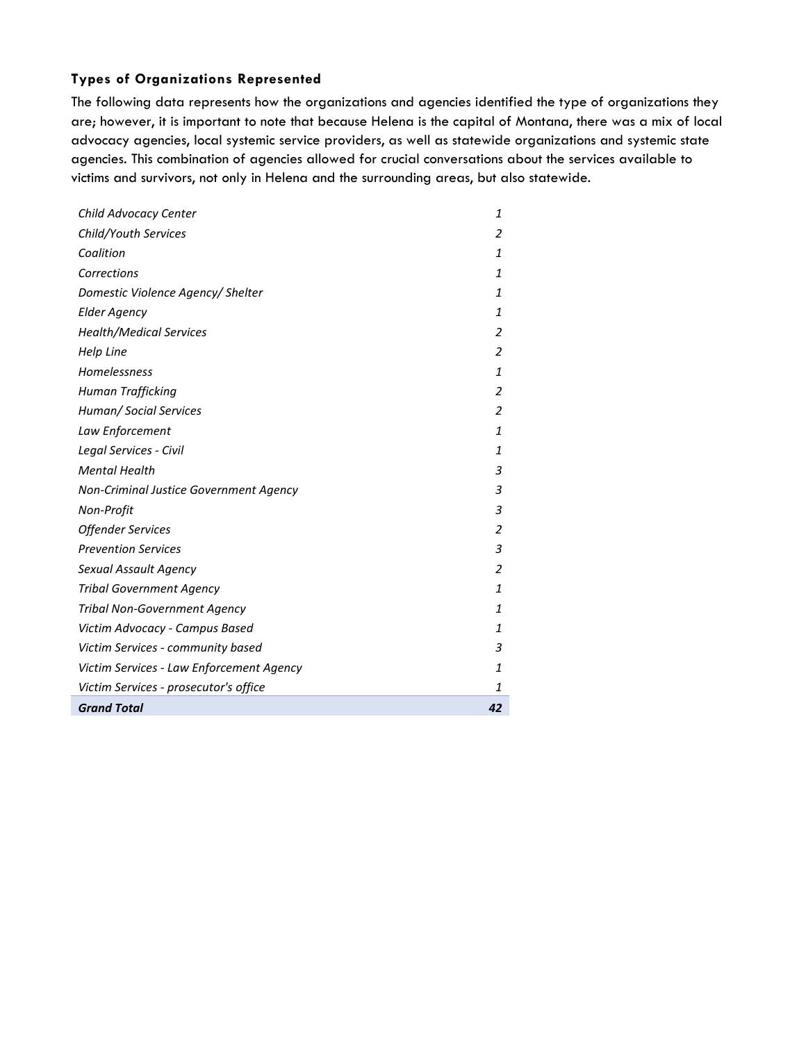### Types of Organizations Represented

The following data represents how the organizations and agencies identified the type of organizations they are; however, it is important to note that because Helena is the capital of Montana, there was a mix of local advocacy agencies, local systemic service providers, as well as statewide organizations and systemic state agencies. This combination of agencies allowed for crucial conversations about the services available to victims and survivors, not only in Helena and the surrounding areas, but also statewide.

| | |
|---|---|
| *Child Advocacy Center* | *1* |
| *Child/Youth Services* | *2* |
| *Coalition* | *1* |
| *Corrections* | *1* |
| *Domestic Violence Agency/ Shelter* | *1* |
| *Elder Agency* | *1* |
| *Health/Medical Services* | *2* |
| *Help Line* | *2* |
| *Homelessness* | *1* |
| *Human Trafficking* | *2* |
| *Human/ Social Services* | *2* |
| *Law Enforcement* | *1* |
| *Legal Services - Civil* | *1* |
| *Mental Health* | *3* |
| *Non-Criminal Justice Government Agency* | *3* |
| *Non-Profit* | *3* |
| *Offender Services* | *2* |
| *Prevention Services* | *3* |
| *Sexual Assault Agency* | *2* |
| *Tribal Government Agency* | *1* |
| *Tribal Non-Government Agency* | *1* |
| *Victim Advocacy - Campus Based* | *1* |
| *Victim Services - community based* | *3* |
| *Victim Services - Law Enforcement Agency* | *1* |
| *Victim Services - prosecutor's office* | *1* |
| ***Grand Total*** | ***42*** |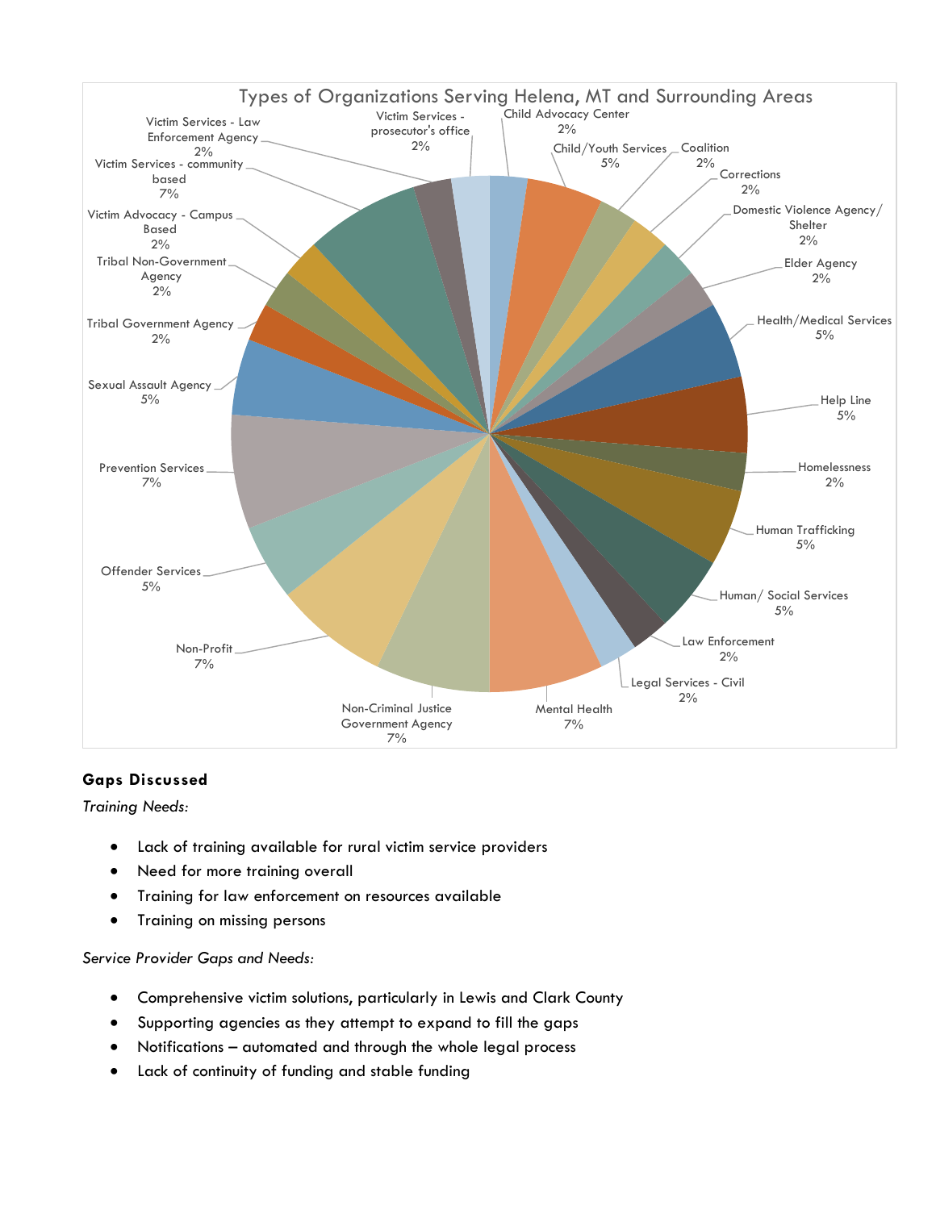Types of Organizations Serving Helena, MT and Surrounding Areas

| Type | Percentage |
| --- | --- |
| Child Advocacy Center | 2% |
| Child/Youth Services | 5% |
| Coalition | 2% |
| Corrections | 2% |
| Domestic Violence Agency/ Shelter | 2% |
| Elder Agency | 2% |
| Health/Medical Services | 5% |
| Help Line | 5% |
| Homelessness | 2% |
| Human Trafficking | 5% |
| Human/ Social Services | 5% |
| Law Enforcement | 2% |
| Legal Services - Civil | 2% |
| Mental Health | 7% |
| Non-Criminal Justice Government Agency | 7% |
| Non-Profit | 7% |
| Offender Services | 5% |
| Prevention Services | 7% |
| Sexual Assault Agency | 5% |
| Tribal Government Agency | 2% |
| Tribal Non-Government Agency | 2% |
| Victim Advocacy - Campus Based | 2% |
| Victim Services - community based | 7% |
| Victim Services - Law Enforcement Agency | 2% |
| Victim Services - prosecutor's office | 2% |

**Gaps Discussed**

*Training Needs:*

- Lack of training available for rural victim service providers
- Need for more training overall
- Training for law enforcement on resources available
- Training on missing persons

*Service Provider Gaps and Needs:*

- Comprehensive victim solutions, particularly in Lewis and Clark County
- Supporting agencies as they attempt to expand to fill the gaps
- Notifications – automated and through the whole legal process
- Lack of continuity of funding and stable funding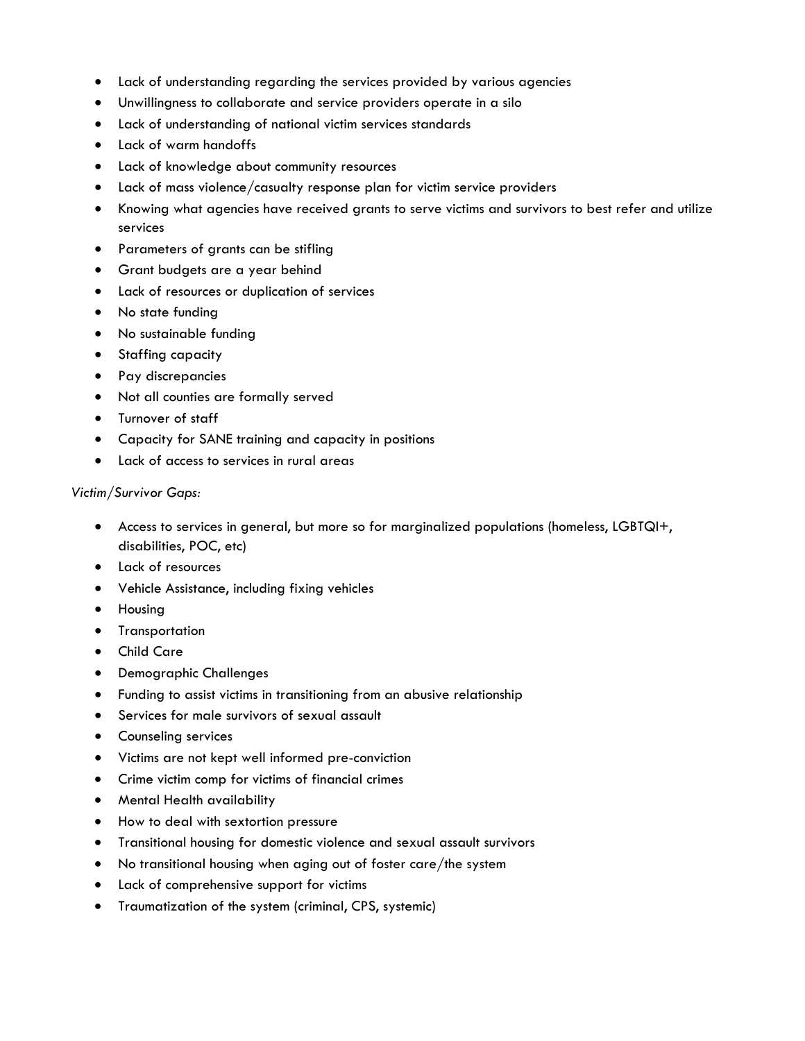- Lack of understanding regarding the services provided by various agencies
- Unwillingness to collaborate and service providers operate in a silo
- Lack of understanding of national victim services standards
- Lack of warm handoffs
- Lack of knowledge about community resources
- Lack of mass violence/casualty response plan for victim service providers
- Knowing what agencies have received grants to serve victims and survivors to best refer and utilize services
- Parameters of grants can be stifling
- Grant budgets are a year behind
- Lack of resources or duplication of services
- No state funding
- No sustainable funding
- Staffing capacity
- Pay discrepancies
- Not all counties are formally served
- Turnover of staff
- Capacity for SANE training and capacity in positions
- Lack of access to services in rural areas

*Victim/Survivor Gaps:*

- Access to services in general, but more so for marginalized populations (homeless, LGBTQI+, disabilities, POC, etc)
- Lack of resources
- Vehicle Assistance, including fixing vehicles
- Housing
- Transportation
- Child Care
- Demographic Challenges
- Funding to assist victims in transitioning from an abusive relationship
- Services for male survivors of sexual assault
- Counseling services
- Victims are not kept well informed pre-conviction
- Crime victim comp for victims of financial crimes
- Mental Health availability
- How to deal with sextortion pressure
- Transitional housing for domestic violence and sexual assault survivors
- No transitional housing when aging out of foster care/the system
- Lack of comprehensive support for victims
- Traumatization of the system (criminal, CPS, systemic)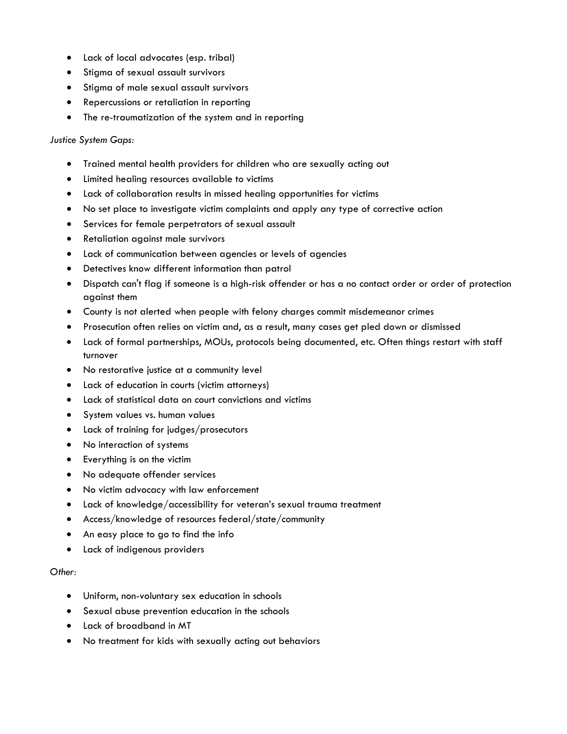- Lack of local advocates (esp. tribal)
- Stigma of sexual assault survivors
- Stigma of male sexual assault survivors
- Repercussions or retaliation in reporting
- The re-traumatization of the system and in reporting

*Justice System Gaps:*

- Trained mental health providers for children who are sexually acting out
- Limited healing resources available to victims
- Lack of collaboration results in missed healing opportunities for victims
- No set place to investigate victim complaints and apply any type of corrective action
- Services for female perpetrators of sexual assault
- Retaliation against male survivors
- Lack of communication between agencies or levels of agencies
- Detectives know different information than patrol
- Dispatch can't flag if someone is a high-risk offender or has a no contact order or order of protection against them
- County is not alerted when people with felony charges commit misdemeanor crimes
- Prosecution often relies on victim and, as a result, many cases get pled down or dismissed
- Lack of formal partnerships, MOUs, protocols being documented, etc. Often things restart with staff turnover
- No restorative justice at a community level
- Lack of education in courts (victim attorneys)
- Lack of statistical data on court convictions and victims
- System values vs. human values
- Lack of training for judges/prosecutors
- No interaction of systems
- Everything is on the victim
- No adequate offender services
- No victim advocacy with law enforcement
- Lack of knowledge/accessibility for veteran's sexual trauma treatment
- Access/knowledge of resources federal/state/community
- An easy place to go to find the info
- Lack of indigenous providers

*Other:*

- Uniform, non-voluntary sex education in schools
- Sexual abuse prevention education in the schools
- Lack of broadband in MT
- No treatment for kids with sexually acting out behaviors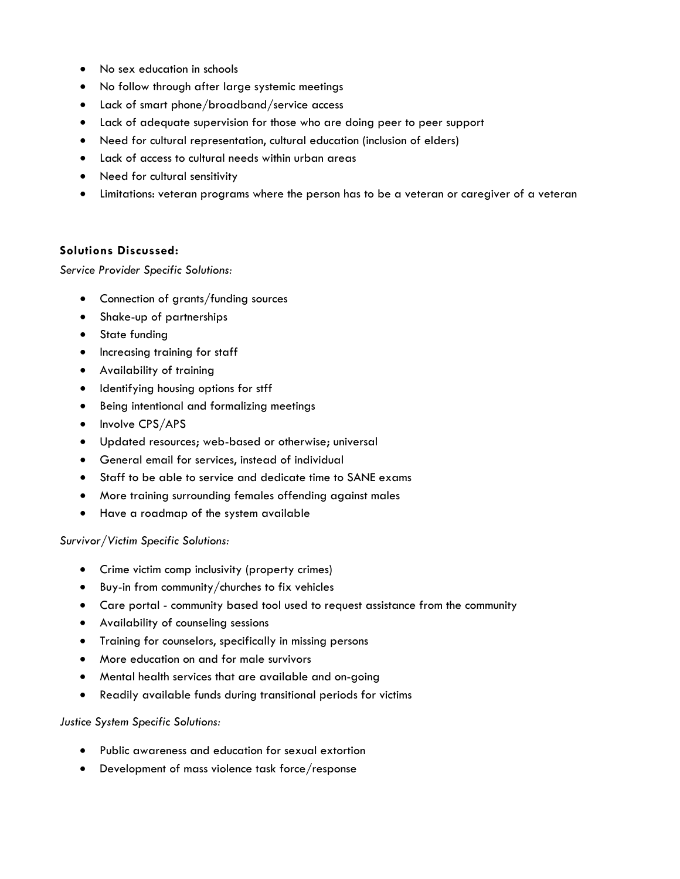- No sex education in schools
- No follow through after large systemic meetings
- Lack of smart phone/broadband/service access
- Lack of adequate supervision for those who are doing peer to peer support
- Need for cultural representation, cultural education (inclusion of elders)
- Lack of access to cultural needs within urban areas
- Need for cultural sensitivity
- Limitations: veteran programs where the person has to be a veteran or caregiver of a veteran

**Solutions Discussed:**

*Service Provider Specific Solutions:*

- Connection of grants/funding sources
- Shake-up of partnerships
- State funding
- Increasing training for staff
- Availability of training
- Identifying housing options for stff
- Being intentional and formalizing meetings
- Involve CPS/APS
- Updated resources; web-based or otherwise; universal
- General email for services, instead of individual
- Staff to be able to service and dedicate time to SANE exams
- More training surrounding females offending against males
- Have a roadmap of the system available

*Survivor/Victim Specific Solutions:*

- Crime victim comp inclusivity (property crimes)
- Buy-in from community/churches to fix vehicles
- Care portal - community based tool used to request assistance from the community
- Availability of counseling sessions
- Training for counselors, specifically in missing persons
- More education on and for male survivors
- Mental health services that are available and on-going
- Readily available funds during transitional periods for victims

*Justice System Specific Solutions:*

- Public awareness and education for sexual extortion
- Development of mass violence task force/response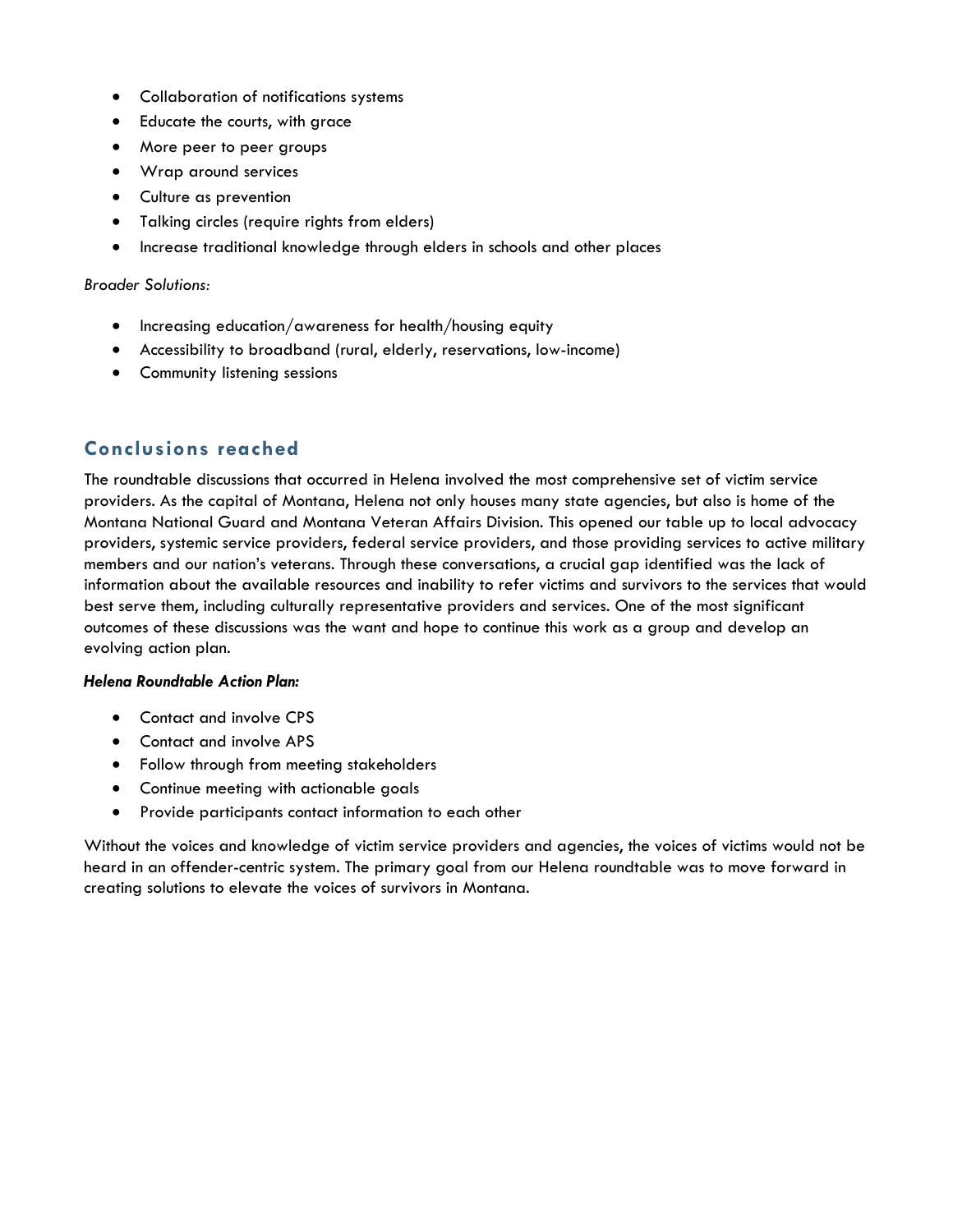- Collaboration of notifications systems
- Educate the courts, with grace
- More peer to peer groups
- Wrap around services
- Culture as prevention
- Talking circles (require rights from elders)
- Increase traditional knowledge through elders in schools and other places

*Broader Solutions:*

- Increasing education/awareness for health/housing equity
- Accessibility to broadband (rural, elderly, reservations, low-income)
- Community listening sessions

## Conclusions reached

The roundtable discussions that occurred in Helena involved the most comprehensive set of victim service providers. As the capital of Montana, Helena not only houses many state agencies, but also is home of the Montana National Guard and Montana Veteran Affairs Division. This opened our table up to local advocacy providers, systemic service providers, federal service providers, and those providing services to active military members and our nation's veterans. Through these conversations, a crucial gap identified was the lack of information about the available resources and inability to refer victims and survivors to the services that would best serve them, including culturally representative providers and services. One of the most significant outcomes of these discussions was the want and hope to continue this work as a group and develop an evolving action plan.

***Helena Roundtable Action Plan:***

- Contact and involve CPS
- Contact and involve APS
- Follow through from meeting stakeholders
- Continue meeting with actionable goals
- Provide participants contact information to each other

Without the voices and knowledge of victim service providers and agencies, the voices of victims would not be heard in an offender-centric system. The primary goal from our Helena roundtable was to move forward in creating solutions to elevate the voices of survivors in Montana.